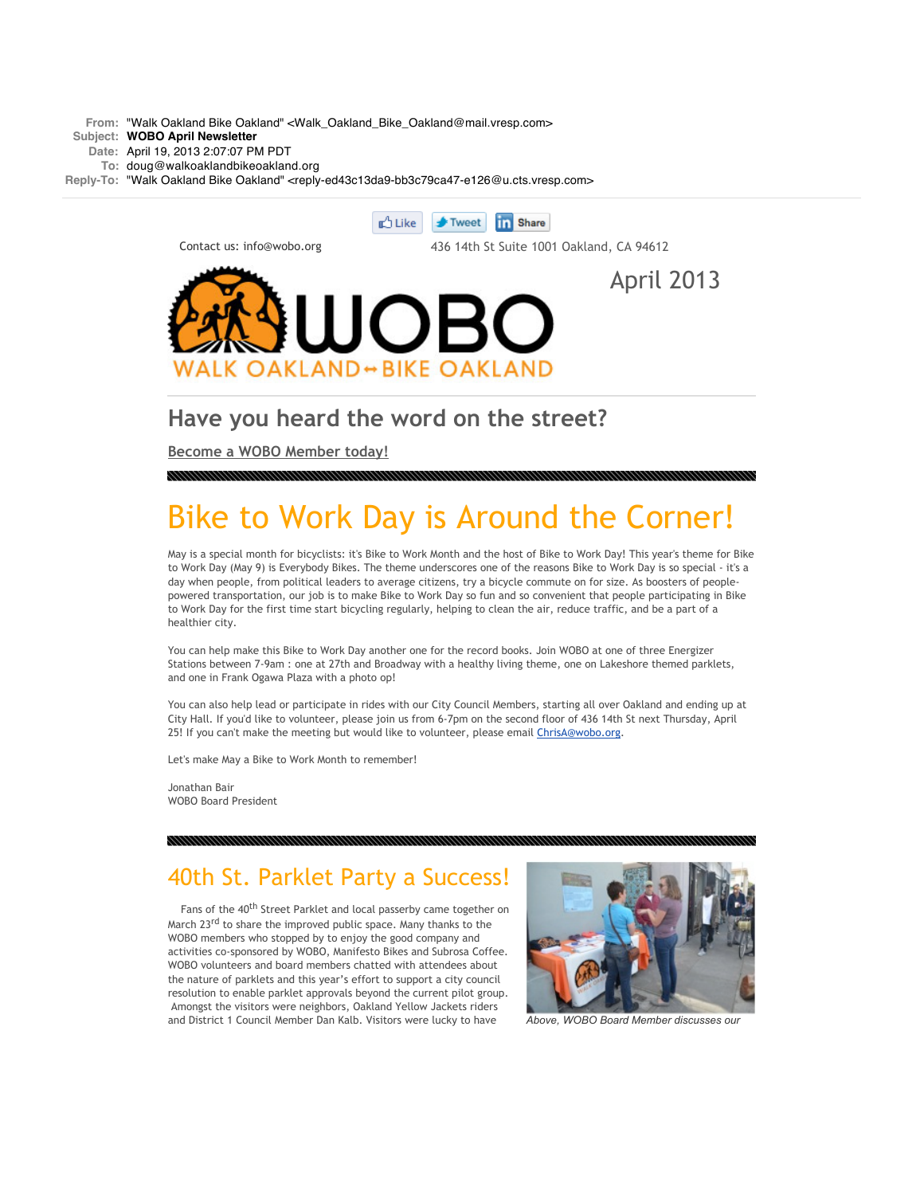**From:** "Walk Oakland Bike Oakland" <Walk_Oakland_Bike_Oakland@mail.vresp.com>
**Subject:** **WOBO April Newsletter**
**Date:** April 19, 2013 2:07:07 PM PDT
**To:** doug@walkoaklandbikeoakland.org
**Reply-To:** "Walk Oakland Bike Oakland" <reply-ed43c13da9-bb3c79ca47-e126@u.cts.vresp.com>

Like Tweet Share

Contact us: info@wobo.org

436 14th St Suite 1001 Oakland, CA 94612

WOBO WALK OAKLAND↔BIKE OAKLAND

April 2013

## Have you heard the word on the street?

Become a WOBO Member today!

# Bike to Work Day is Around the Corner!

May is a special month for bicyclists: it's Bike to Work Month and the host of Bike to Work Day! This year's theme for Bike to Work Day (May 9) is Everybody Bikes. The theme underscores one of the reasons Bike to Work Day is so special - it's a day when people, from political leaders to average citizens, try a bicycle commute on for size. As boosters of people-powered transportation, our job is to make Bike to Work Day so fun and so convenient that people participating in Bike to Work Day for the first time start bicycling regularly, helping to clean the air, reduce traffic, and be a part of a healthier city.

You can help make this Bike to Work Day another one for the record books. Join WOBO at one of three Energizer Stations between 7-9am : one at 27th and Broadway with a healthy living theme, one on Lakeshore themed parklets, and one in Frank Ogawa Plaza with a photo op!

You can also help lead or participate in rides with our City Council Members, starting all over Oakland and ending up at City Hall. If you'd like to volunteer, please join us from 6-7pm on the second floor of 436 14th St next Thursday, April 25! If you can't make the meeting but would like to volunteer, please email ChrisA@wobo.org.

Let's make May a Bike to Work Month to remember!

Jonathan Bair
WOBO Board President

## 40th St. Parklet Party a Success!

Fans of the 40th Street Parklet and local passerby came together on March 23rd to share the improved public space. Many thanks to the WOBO members who stopped by to enjoy the good company and activities co-sponsored by WOBO, Manifesto Bikes and Subrosa Coffee. WOBO volunteers and board members chatted with attendees about the nature of parklets and this year's effort to support a city council resolution to enable parklet approvals beyond the current pilot group. Amongst the visitors were neighbors, Oakland Yellow Jackets riders and District 1 Council Member Dan Kalb. Visitors were lucky to have

*Above, WOBO Board Member discusses our*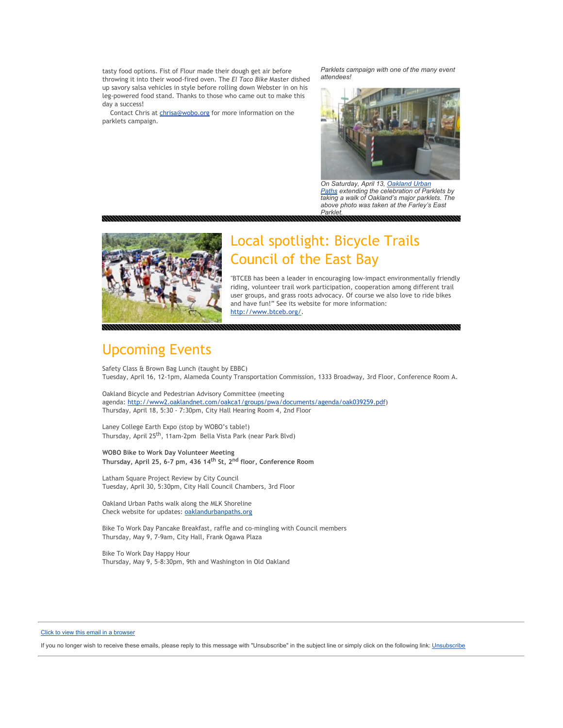tasty food options. Fist of Flour made their dough get air before throwing it into their wood-fired oven. The *El Taco Bike* Master dished up savory salsa vehicles in style before rolling down Webster in on his leg-powered food stand. Thanks to those who came out to make this day a success!

Contact Chris at chrisa@wobo.org for more information on the parklets campaign.

*Parklets campaign with one of the many event attendees!*

*On Saturday, April 13, Oakland Urban Paths extending the celebration of Parklets by taking a walk of Oakland's major parklets. The above photo was taken at the Farley's East Parklet.*

## Local spotlight: Bicycle Trails Council of the East Bay

"BTCEB has been a leader in encouraging low-impact environmentally friendly riding, volunteer trail work participation, cooperation among different trail user groups, and grass roots advocacy. Of course we also love to ride bikes and have fun!" See its website for more information: http://www.btceb.org/.

## Upcoming Events

Safety Class & Brown Bag Lunch (taught by EBBC)
Tuesday, April 16, 12-1pm, Alameda County Transportation Commission, 1333 Broadway, 3rd Floor, Conference Room A.

Oakland Bicycle and Pedestrian Advisory Committee (meeting agenda: http://www2.oaklandnet.com/oakca1/groups/pwa/documents/agenda/oak039259.pdf)
Thursday, April 18, 5:30 - 7:30pm, City Hall Hearing Room 4, 2nd Floor

Laney College Earth Expo (stop by WOBO's table!)
Thursday, April 25th, 11am-2pm Bella Vista Park (near Park Blvd)

**WOBO Bike to Work Day Volunteer Meeting**
**Thursday, April 25, 6-7 pm, 436 14th St, 2nd floor, Conference Room**

Latham Square Project Review by City Council
Tuesday, April 30, 5:30pm, City Hall Council Chambers, 3rd Floor

Oakland Urban Paths walk along the MLK Shoreline
Check website for updates: oaklandurbanpaths.org

Bike To Work Day Pancake Breakfast, raffle and co-mingling with Council members
Thursday, May 9, 7-9am, City Hall, Frank Ogawa Plaza

Bike To Work Day Happy Hour
Thursday, May 9, 5-8:30pm, 9th and Washington in Old Oakland

---

Click to view this email in a browser

If you no longer wish to receive these emails, please reply to this message with "Unsubscribe" in the subject line or simply click on the following link: Unsubscribe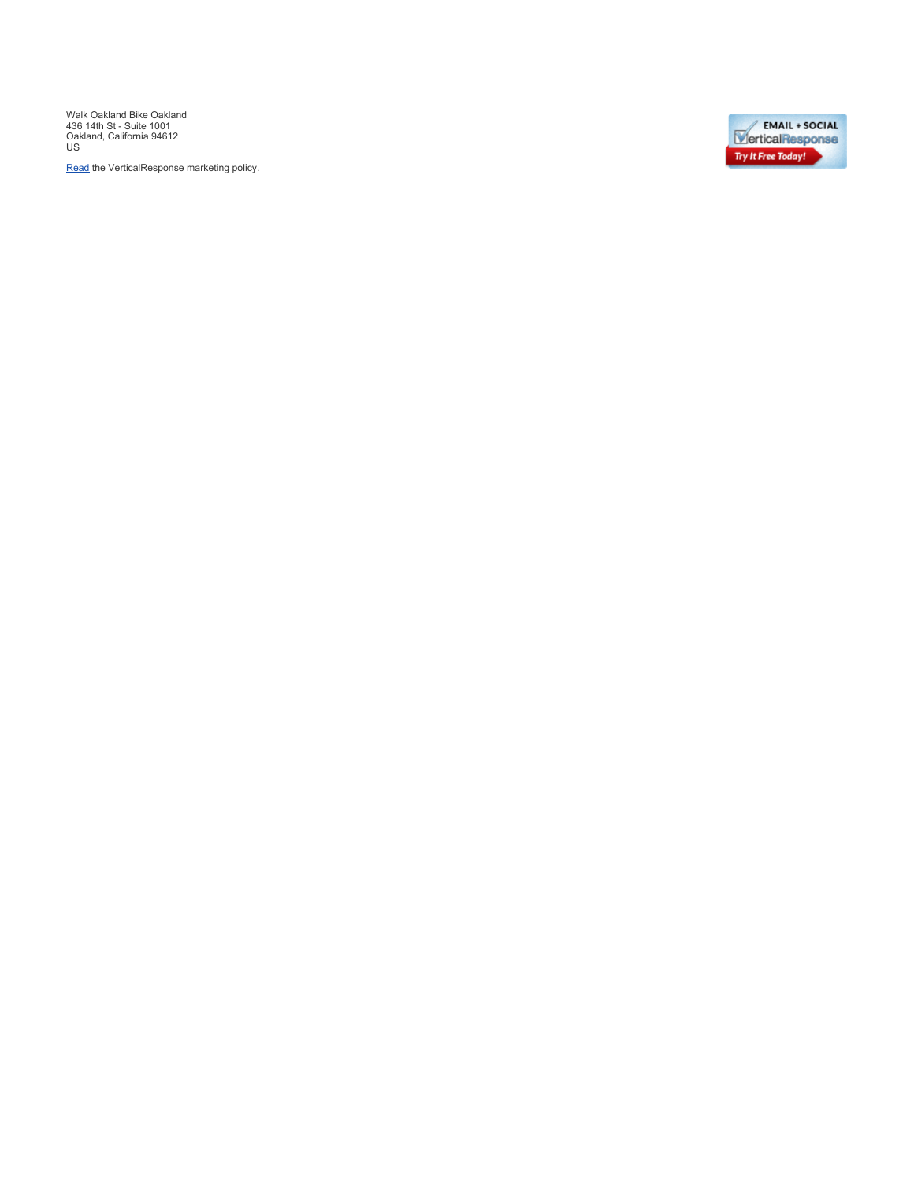Walk Oakland Bike Oakland
436 14th St - Suite 1001
Oakland, California 94612
US

Read the VerticalResponse marketing policy.